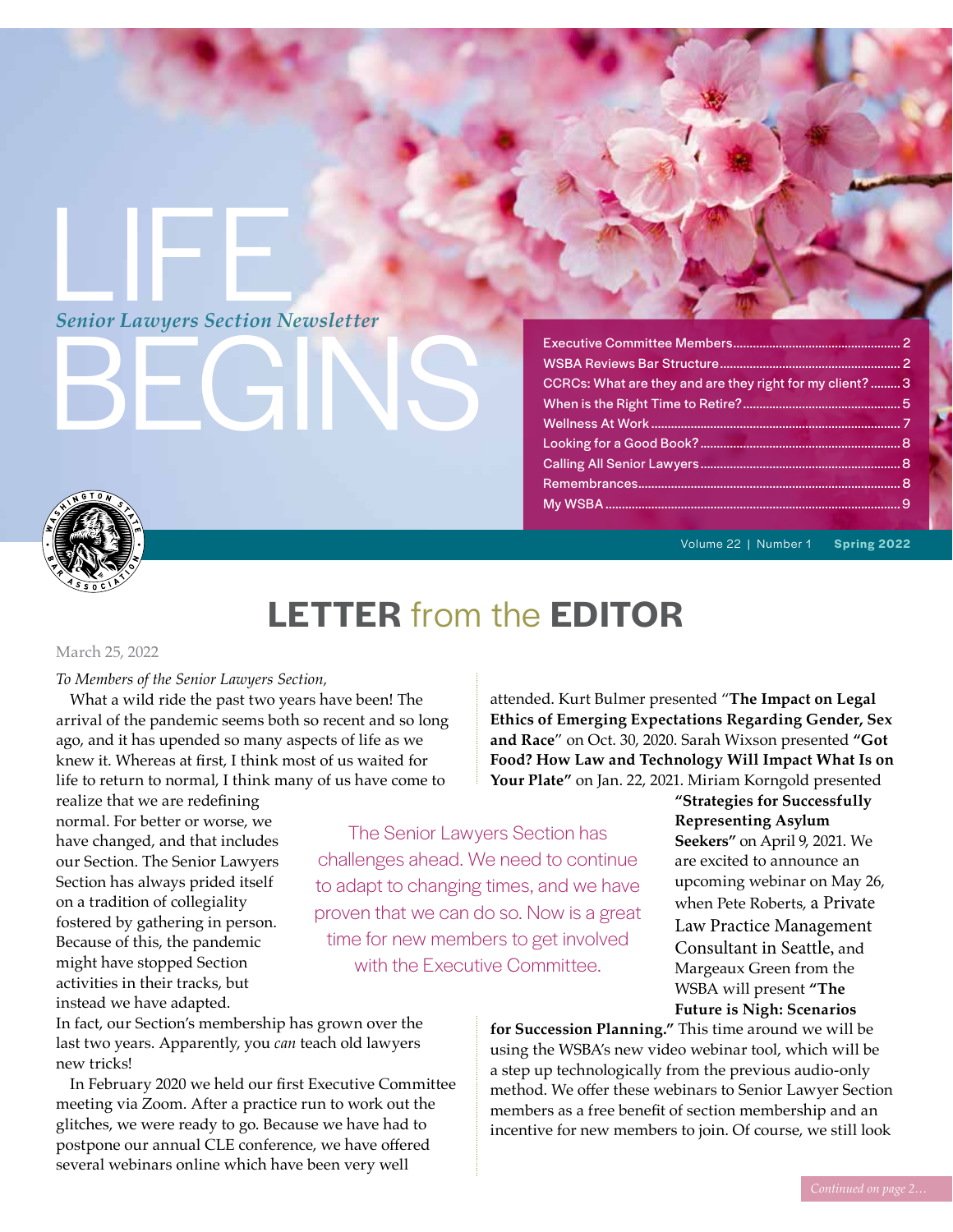# LIFE BEGINS

*Senior Lawyers Section Newsletter*

- Executive Committee Members....2
- WSBA Reviews Bar Structure....2
- CCRCs: What are they and are they right for my client?....3
- When is the Right Time to Retire?....5
- Wellness At Work....7
- Looking for a Good Book?....8
- Calling All Senior Lawyers....8
- Remembrances....8
- My WSBA....9

Volume 22 | Number 1 **Spring 2022**

## LETTER from the EDITOR

March 25, 2022

*To Members of the Senior Lawyers Section,*

What a wild ride the past two years have been! The arrival of the pandemic seems both so recent and so long ago, and it has upended so many aspects of life as we knew it. Whereas at first, I think most of us waited for life to return to normal, I think many of us have come to realize that we are redefining normal. For better or worse, we have changed, and that includes our Section. The Senior Lawyers Section has always prided itself on a tradition of collegiality fostered by gathering in person. Because of this, the pandemic might have stopped Section activities in their tracks, but instead we have adapted. In fact, our Section's membership has grown over the last two years. Apparently, you *can* teach old lawyers new tricks!

In February 2020 we held our first Executive Committee meeting via Zoom. After a practice run to work out the glitches, we were ready to go. Because we have had to postpone our annual CLE conference, we have offered several webinars online which have been very well attended. Kurt Bulmer presented "**The Impact on Legal Ethics of Emerging Expectations Regarding Gender, Sex and Race**" on Oct. 30, 2020. Sarah Wixson presented **"Got Food? How Law and Technology Will Impact What Is on Your Plate"** on Jan. 22, 2021. Miriam Korngold presented **"Strategies for Successfully Representing Asylum Seekers"** on April 9, 2021. We are excited to announce an upcoming webinar on May 26, when Pete Roberts, a Private Law Practice Management Consultant in Seattle, and Margeaux Green from the WSBA will present **"The Future is Nigh: Scenarios for Succession Planning."** This time around we will be using the WSBA's new video webinar tool, which will be a step up technologically from the previous audio-only method. We offer these webinars to Senior Lawyer Section members as a free benefit of section membership and an incentive for new members to join. Of course, we still look

> The Senior Lawyers Section has challenges ahead. We need to continue to adapt to changing times, and we have proven that we can do so. Now is a great time for new members to get involved with the Executive Committee.

*Continued on page 2…*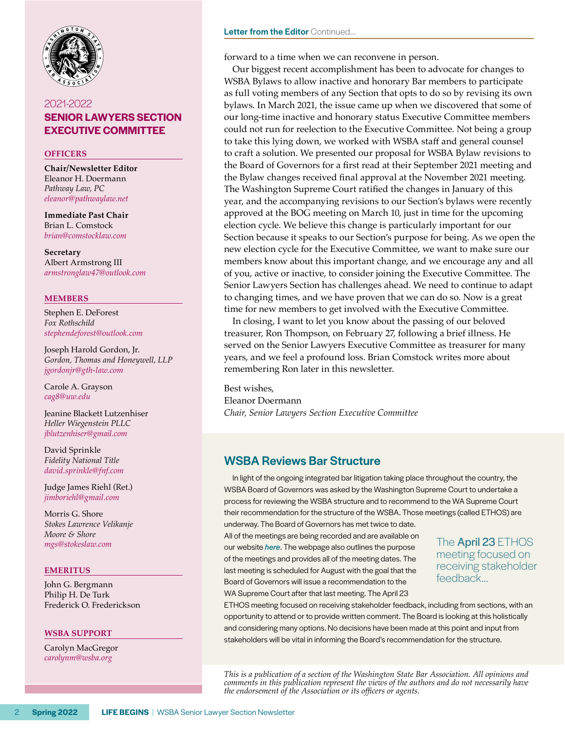## 2021-2022 SENIOR LAWYERS SECTION EXECUTIVE COMMITTEE

### OFFICERS

**Chair/Newsletter Editor**
Eleanor H. Doermann
*Pathway Law, PC*
*eleanor@pathwaylaw.net*

**Immediate Past Chair**
Brian L. Comstock
*brian@comstocklaw.com*

**Secretary**
Albert Armstrong III
*armstronglaw47@outlook.com*

### MEMBERS

Stephen E. DeForest
*Fox Rothschild*
*stephendeforest@outlook.com*

Joseph Harold Gordon, Jr.
*Gordon, Thomas and Honeywell, LLP*
*jgordonjr@gth-law.com*

Carole A. Grayson
*cag8@uw.edu*

Jeanine Blackett Lutzenhiser
*Heller Wiegenstein PLLC*
*jblutzenhiser@gmail.com*

David Sprinkle
*Fidelity National Title*
*david.sprinkle@fnf.com*

Judge James Riehl (Ret.)
*jimboriehl@gmail.com*

Morris G. Shore
*Stokes Lawrence Velikanje Moore & Shore*
*mgs@stokeslaw.com*

### EMERITUS

John G. Bergmann
Philip H. De Turk
Frederick O. Frederickson

### WSBA SUPPORT

Carolyn MacGregor
*carolynm@wsba.org*

**Letter from the Editor** Continued...

forward to a time when we can reconvene in person.

Our biggest recent accomplishment has been to advocate for changes to WSBA Bylaws to allow inactive and honorary Bar members to participate as full voting members of any Section that opts to do so by revising its own bylaws. In March 2021, the issue came up when we discovered that some of our long-time inactive and honorary status Executive Committee members could not run for reelection to the Executive Committee. Not being a group to take this lying down, we worked with WSBA staff and general counsel to craft a solution. We presented our proposal for WSBA Bylaw revisions to the Board of Governors for a first read at their September 2021 meeting and the Bylaw changes received final approval at the November 2021 meeting. The Washington Supreme Court ratified the changes in January of this year, and the accompanying revisions to our Section's bylaws were recently approved at the BOG meeting on March 10, just in time for the upcoming election cycle. We believe this change is particularly important for our Section because it speaks to our Section's purpose for being. As we open the new election cycle for the Executive Committee, we want to make sure our members know about this important change, and we encourage any and all of you, active or inactive, to consider joining the Executive Committee. The Senior Lawyers Section has challenges ahead. We need to continue to adapt to changing times, and we have proven that we can do so. Now is a great time for new members to get involved with the Executive Committee.

In closing, I want to let you know about the passing of our beloved treasurer, Ron Thompson, on February 27, following a brief illness. He served on the Senior Lawyers Executive Committee as treasurer for many years, and we feel a profound loss. Brian Comstock writes more about remembering Ron later in this newsletter.

Best wishes,
Eleanor Doermann
*Chair, Senior Lawyers Section Executive Committee*

## WSBA Reviews Bar Structure

In light of the ongoing integrated bar litigation taking place throughout the country, the WSBA Board of Governors was asked by the Washington Supreme Court to undertake a process for reviewing the WSBA structure and to recommend to the WA Supreme Court their recommendation for the structure of the WSBA. Those meetings (called ETHOS) are underway. The Board of Governors has met twice to date. All of the meetings are being recorded and are available on our website ***here***. The webpage also outlines the purpose of the meetings and provides all of the meeting dates. The last meeting is scheduled for August with the goal that the Board of Governors will issue a recommendation to the WA Supreme Court after that last meeting. The April 23 ETHOS meeting focused on receiving stakeholder feedback, including from sections, with an opportunity to attend or to provide written comment. The Board is looking at this holistically and considering many options. No decisions have been made at this point and input from stakeholders will be vital in informing the Board's recommendation for the structure.

> The **April 23** ETHOS meeting focused on receiving stakeholder feedback...

*This is a publication of a section of the Washington State Bar Association. All opinions and comments in this publication represent the views of the authors and do not necessarily have the endorsement of the Association or its officers or agents.*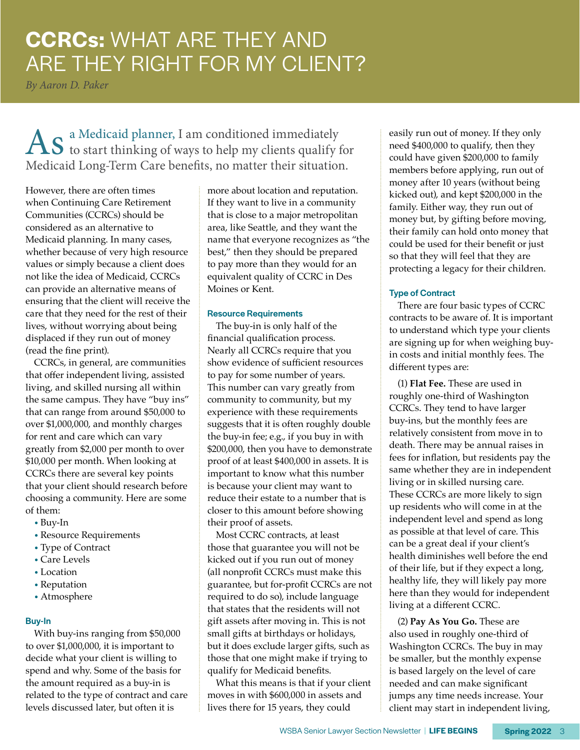# CCRCs: WHAT ARE THEY AND ARE THEY RIGHT FOR MY CLIENT?

*By Aaron D. Paker*

As a Medicaid planner, I am conditioned immediately to start thinking of ways to help my clients qualify for Medicaid Long-Term Care benefits, no matter their situation.

However, there are often times when Continuing Care Retirement Communities (CCRCs) should be considered as an alternative to Medicaid planning. In many cases, whether because of very high resource values or simply because a client does not like the idea of Medicaid, CCRCs can provide an alternative means of ensuring that the client will receive the care that they need for the rest of their lives, without worrying about being displaced if they run out of money (read the fine print).

CCRCs, in general, are communities that offer independent living, assisted living, and skilled nursing all within the same campus. They have "buy ins" that can range from around $50,000 to over $1,000,000, and monthly charges for rent and care which can vary greatly from $2,000 per month to over $10,000 per month. When looking at CCRCs there are several key points that your client should research before choosing a community. Here are some of them:

- Buy-In
- Resource Requirements
- Type of Contract
- Care Levels
- Location
- Reputation
- Atmosphere

#### Buy-In

With buy-ins ranging from $50,000 to over $1,000,000, it is important to decide what your client is willing to spend and why. Some of the basis for the amount required as a buy-in is related to the type of contract and care levels discussed later, but often it is more about location and reputation. If they want to live in a community that is close to a major metropolitan area, like Seattle, and they want the name that everyone recognizes as "the best," then they should be prepared to pay more than they would for an equivalent quality of CCRC in Des Moines or Kent.

#### Resource Requirements

The buy-in is only half of the financial qualification process. Nearly all CCRCs require that you show evidence of sufficient resources to pay for some number of years. This number can vary greatly from community to community, but my experience with these requirements suggests that it is often roughly double the buy-in fee; e.g., if you buy in with $200,000, then you have to demonstrate proof of at least $400,000 in assets. It is important to know what this number is because your client may want to reduce their estate to a number that is closer to this amount before showing their proof of assets.

Most CCRC contracts, at least those that guarantee you will not be kicked out if you run out of money (all nonprofit CCRCs must make this guarantee, but for-profit CCRCs are not required to do so), include language that states that the residents will not gift assets after moving in. This is not small gifts at birthdays or holidays, but it does exclude larger gifts, such as those that one might make if trying to qualify for Medicaid benefits.

What this means is that if your client moves in with $600,000 in assets and lives there for 15 years, they could easily run out of money. If they only need $400,000 to qualify, then they could have given $200,000 to family members before applying, run out of money after 10 years (without being kicked out), and kept $200,000 in the family. Either way, they run out of money but, by gifting before moving, their family can hold onto money that could be used for their benefit or just so that they will feel that they are protecting a legacy for their children.

#### Type of Contract

There are four basic types of CCRC contracts to be aware of. It is important to understand which type your clients are signing up for when weighing buy-in costs and initial monthly fees. The different types are:

(1) **Flat Fee.** These are used in roughly one-third of Washington CCRCs. They tend to have larger buy-ins, but the monthly fees are relatively consistent from move in to death. There may be annual raises in fees for inflation, but residents pay the same whether they are in independent living or in skilled nursing care. These CCRCs are more likely to sign up residents who will come in at the independent level and spend as long as possible at that level of care. This can be a great deal if your client's health diminishes well before the end of their life, but if they expect a long, healthy life, they will likely pay more here than they would for independent living at a different CCRC.

(2) **Pay As You Go.** These are also used in roughly one-third of Washington CCRCs. The buy in may be smaller, but the monthly expense is based largely on the level of care needed and can make significant jumps any time needs increase. Your client may start in independent living,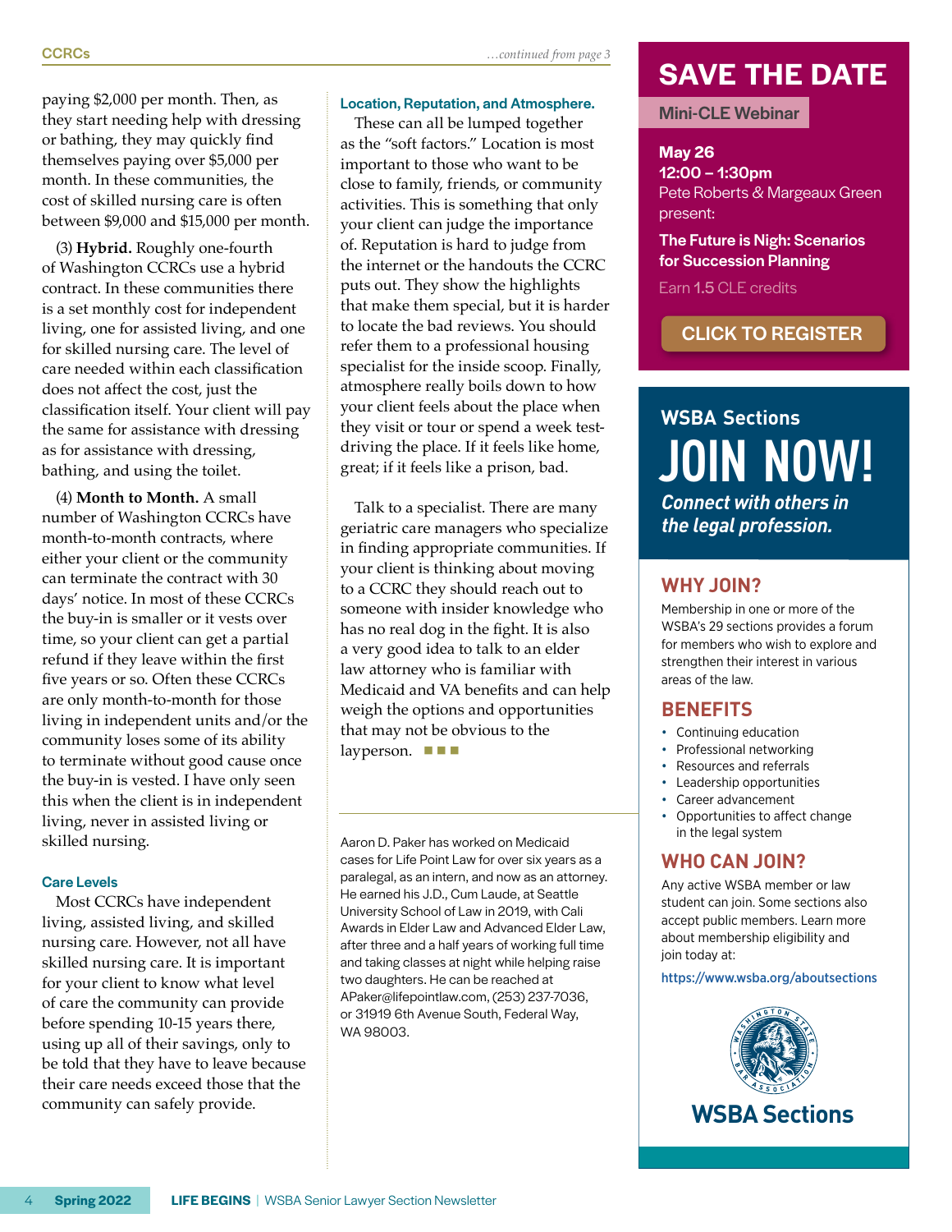paying $2,000 per month. Then, as they start needing help with dressing or bathing, they may quickly find themselves paying over $5,000 per month. In these communities, the cost of skilled nursing care is often between $9,000 and $15,000 per month.

(3) **Hybrid.** Roughly one-fourth of Washington CCRCs use a hybrid contract. In these communities there is a set monthly cost for independent living, one for assisted living, and one for skilled nursing care. The level of care needed within each classification does not affect the cost, just the classification itself. Your client will pay the same for assistance with dressing as for assistance with dressing, bathing, and using the toilet.

(4) **Month to Month.** A small number of Washington CCRCs have month-to-month contracts, where either your client or the community can terminate the contract with 30 days' notice. In most of these CCRCs the buy-in is smaller or it vests over time, so your client can get a partial refund if they leave within the first five years or so. Often these CCRCs are only month-to-month for those living in independent units and/or the community loses some of its ability to terminate without good cause once the buy-in is vested. I have only seen this when the client is in independent living, never in assisted living or skilled nursing.

### Care Levels

Most CCRCs have independent living, assisted living, and skilled nursing care. However, not all have skilled nursing care. It is important for your client to know what level of care the community can provide before spending 10-15 years there, using up all of their savings, only to be told that they have to leave because their care needs exceed those that the community can safely provide.

### Location, Reputation, and Atmosphere.

These can all be lumped together as the "soft factors." Location is most important to those who want to be close to family, friends, or community activities. This is something that only your client can judge the importance of. Reputation is hard to judge from the internet or the handouts the CCRC puts out. They show the highlights that make them special, but it is harder to locate the bad reviews. You should refer them to a professional housing specialist for the inside scoop. Finally, atmosphere really boils down to how your client feels about the place when they visit or tour or spend a week test-driving the place. If it feels like home, great; if it feels like a prison, bad.

Talk to a specialist. There are many geriatric care managers who specialize in finding appropriate communities. If your client is thinking about moving to a CCRC they should reach out to someone with insider knowledge who has no real dog in the fight. It is also a very good idea to talk to an elder law attorney who is familiar with Medicaid and VA benefits and can help weigh the options and opportunities that may not be obvious to the layperson. ■■■

Aaron D. Paker has worked on Medicaid cases for Life Point Law for over six years as a paralegal, as an intern, and now as an attorney. He earned his J.D., Cum Laude, at Seattle University School of Law in 2019, with Cali Awards in Elder Law and Advanced Elder Law, after three and a half years of working full time and taking classes at night while helping raise two daughters. He can be reached at APaker@lifepointlaw.com, (253) 237-7036, or 31919 6th Avenue South, Federal Way, WA 98003.

## SAVE THE DATE

**Mini-CLE Webinar**

**May 26**
**12:00 – 1:30pm**
Pete Roberts & Margeaux Green present:

**The Future is Nigh: Scenarios for Succession Planning**

Earn **1.5** CLE credits

**CLICK TO REGISTER**

## WSBA Sections
# JOIN NOW!

*Connect with others in the legal profession.*

### WHY JOIN?

Membership in one or more of the WSBA's 29 sections provides a forum for members who wish to explore and strengthen their interest in various areas of the law.

### BENEFITS

- Continuing education
- Professional networking
- Resources and referrals
- Leadership opportunities
- Career advancement
- Opportunities to affect change in the legal system

### WHO CAN JOIN?

Any active WSBA member or law student can join. Some sections also accept public members. Learn more about membership eligibility and join today at:

https://www.wsba.org/aboutsections

**WSBA Sections**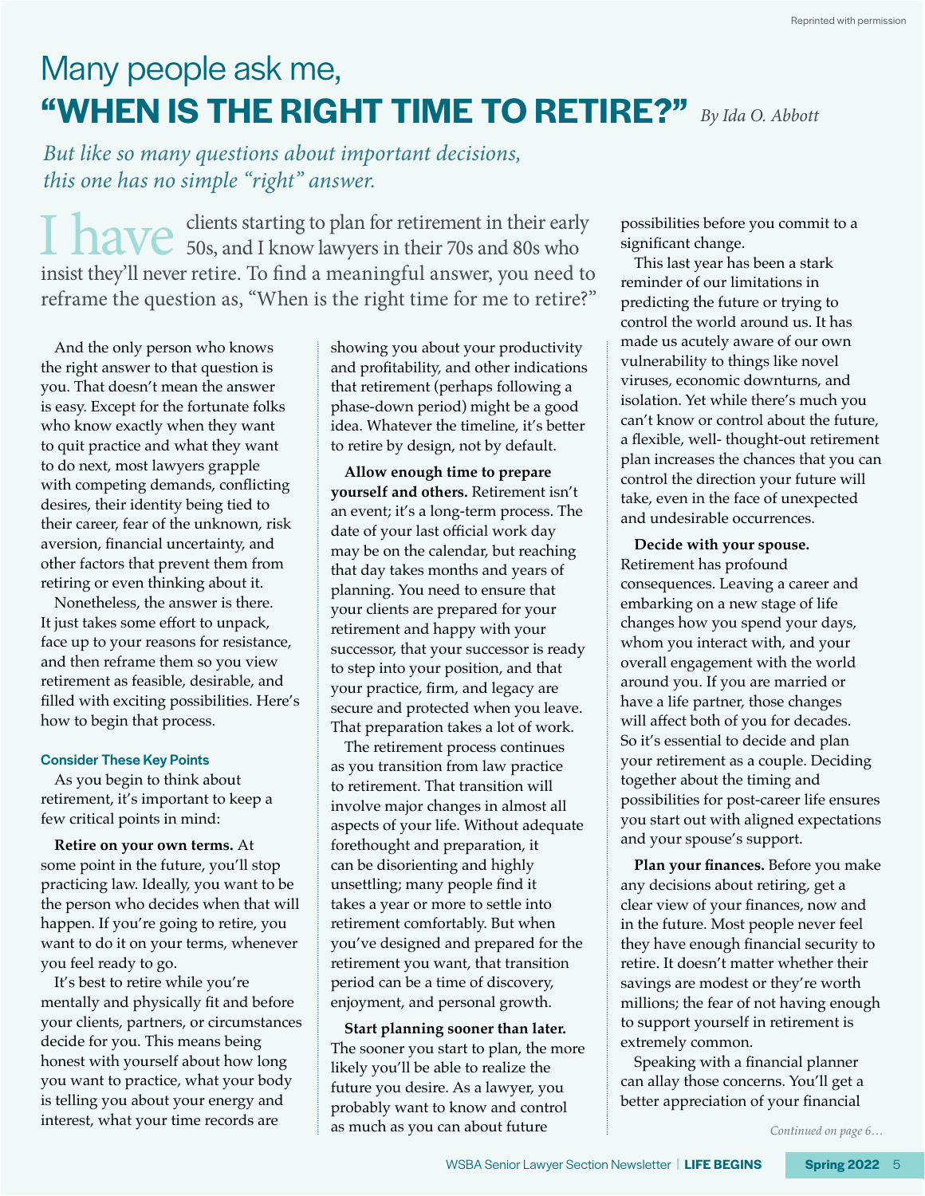# Many people ask me, **"WHEN IS THE RIGHT TIME TO RETIRE?"**

*By Ida O. Abbott*

*But like so many questions about important decisions, this one has no simple "right" answer.*

I have clients starting to plan for retirement in their early 50s, and I know lawyers in their 70s and 80s who insist they'll never retire. To find a meaningful answer, you need to reframe the question as, "When is the right time for me to retire?"

And the only person who knows the right answer to that question is you. That doesn't mean the answer is easy. Except for the fortunate folks who know exactly when they want to quit practice and what they want to do next, most lawyers grapple with competing demands, conflicting desires, their identity being tied to their career, fear of the unknown, risk aversion, financial uncertainty, and other factors that prevent them from retiring or even thinking about it.

Nonetheless, the answer is there. It just takes some effort to unpack, face up to your reasons for resistance, and then reframe them so you view retirement as feasible, desirable, and filled with exciting possibilities. Here's how to begin that process.

### Consider These Key Points

As you begin to think about retirement, it's important to keep a few critical points in mind:

**Retire on your own terms.** At some point in the future, you'll stop practicing law. Ideally, you want to be the person who decides when that will happen. If you're going to retire, you want to do it on your terms, whenever you feel ready to go.

It's best to retire while you're mentally and physically fit and before your clients, partners, or circumstances decide for you. This means being honest with yourself about how long you want to practice, what your body is telling you about your energy and interest, what your time records are showing you about your productivity and profitability, and other indications that retirement (perhaps following a phase-down period) might be a good idea. Whatever the timeline, it's better to retire by design, not by default.

**Allow enough time to prepare yourself and others.** Retirement isn't an event; it's a long-term process. The date of your last official work day may be on the calendar, but reaching that day takes months and years of planning. You need to ensure that your clients are prepared for your retirement and happy with your successor, that your successor is ready to step into your position, and that your practice, firm, and legacy are secure and protected when you leave. That preparation takes a lot of work.

The retirement process continues as you transition from law practice to retirement. That transition will involve major changes in almost all aspects of your life. Without adequate forethought and preparation, it can be disorienting and highly unsettling; many people find it takes a year or more to settle into retirement comfortably. But when you've designed and prepared for the retirement you want, that transition period can be a time of discovery, enjoyment, and personal growth.

**Start planning sooner than later.** The sooner you start to plan, the more likely you'll be able to realize the future you desire. As a lawyer, you probably want to know and control as much as you can about future possibilities before you commit to a significant change.

This last year has been a stark reminder of our limitations in predicting the future or trying to control the world around us. It has made us acutely aware of our own vulnerability to things like novel viruses, economic downturns, and isolation. Yet while there's much you can't know or control about the future, a flexible, well- thought-out retirement plan increases the chances that you can control the direction your future will take, even in the face of unexpected and undesirable occurrences.

**Decide with your spouse.** Retirement has profound consequences. Leaving a career and embarking on a new stage of life changes how you spend your days, whom you interact with, and your overall engagement with the world around you. If you are married or have a life partner, those changes will affect both of you for decades. So it's essential to decide and plan your retirement as a couple. Deciding together about the timing and possibilities for post-career life ensures you start out with aligned expectations and your spouse's support.

**Plan your finances.** Before you make any decisions about retiring, get a clear view of your finances, now and in the future. Most people never feel they have enough financial security to retire. It doesn't matter whether their savings are modest or they're worth millions; the fear of not having enough to support yourself in retirement is extremely common.

Speaking with a financial planner can allay those concerns. You'll get a better appreciation of your financial

*Continued on page 6…*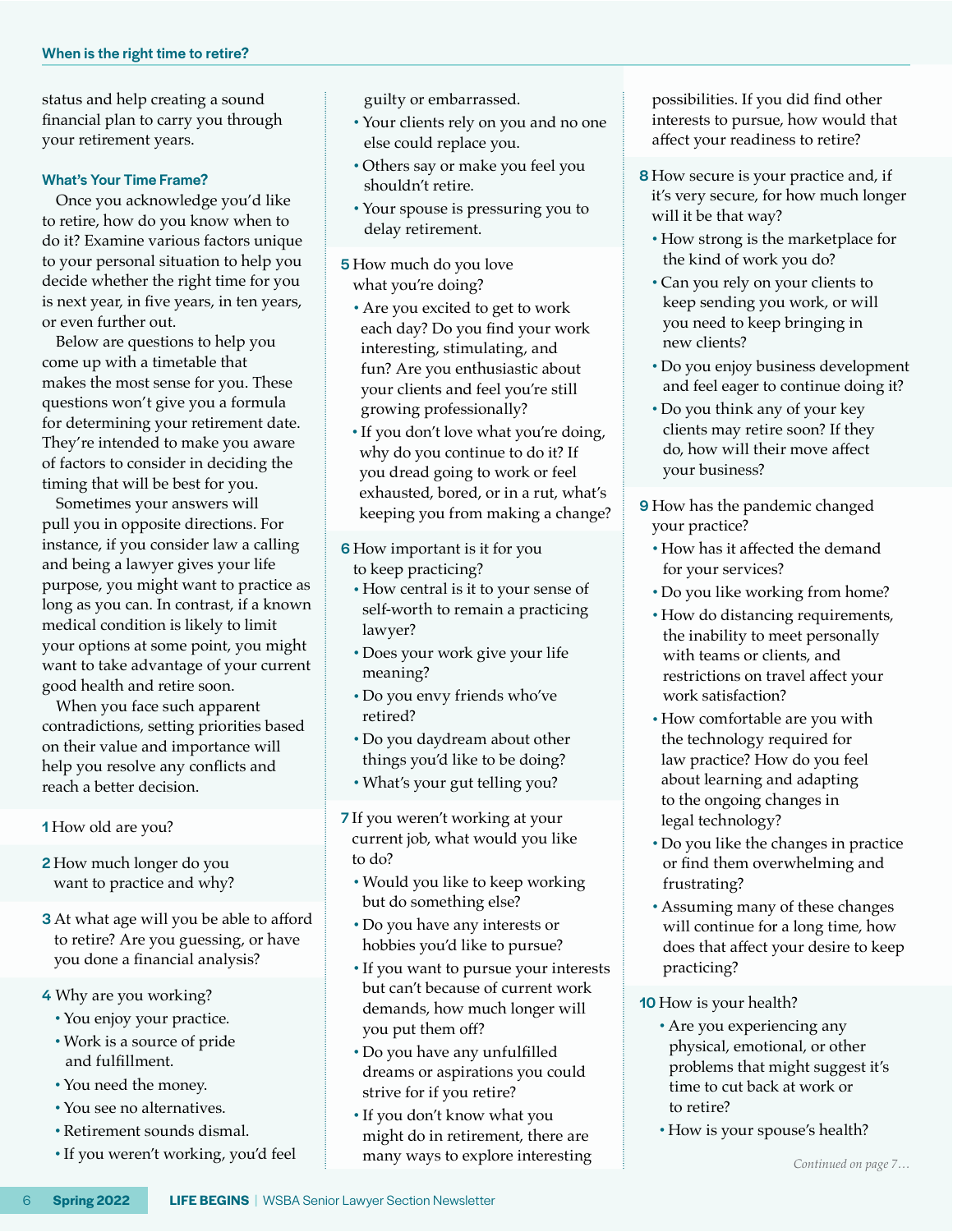status and help creating a sound financial plan to carry you through your retirement years.

### What's Your Time Frame?

Once you acknowledge you'd like to retire, how do you know when to do it? Examine various factors unique to your personal situation to help you decide whether the right time for you is next year, in five years, in ten years, or even further out.

Below are questions to help you come up with a timetable that makes the most sense for you. These questions won't give you a formula for determining your retirement date. They're intended to make you aware of factors to consider in deciding the timing that will be best for you.

Sometimes your answers will pull you in opposite directions. For instance, if you consider law a calling and being a lawyer gives your life purpose, you might want to practice as long as you can. In contrast, if a known medical condition is likely to limit your options at some point, you might want to take advantage of your current good health and retire soon.

When you face such apparent contradictions, setting priorities based on their value and importance will help you resolve any conflicts and reach a better decision.

**1** How old are you?

**2** How much longer do you want to practice and why?

**3** At what age will you be able to afford to retire? Are you guessing, or have you done a financial analysis?

**4** Why are you working?

- You enjoy your practice.
- Work is a source of pride and fulfillment.
- You need the money.
- You see no alternatives.
- Retirement sounds dismal.
- If you weren't working, you'd feel guilty or embarrassed.
- Your clients rely on you and no one else could replace you.
- Others say or make you feel you shouldn't retire.
- Your spouse is pressuring you to delay retirement.

**5** How much do you love what you're doing?

- Are you excited to get to work each day? Do you find your work interesting, stimulating, and fun? Are you enthusiastic about your clients and feel you're still growing professionally?
- If you don't love what you're doing, why do you continue to do it? If you dread going to work or feel exhausted, bored, or in a rut, what's keeping you from making a change?

**6** How important is it for you to keep practicing?

- How central is it to your sense of self-worth to remain a practicing lawyer?
- Does your work give your life meaning?
- Do you envy friends who've retired?
- Do you daydream about other things you'd like to be doing?
- What's your gut telling you?

**7** If you weren't working at your current job, what would you like to do?

- Would you like to keep working but do something else?
- Do you have any interests or hobbies you'd like to pursue?
- If you want to pursue your interests but can't because of current work demands, how much longer will you put them off?
- Do you have any unfulfilled dreams or aspirations you could strive for if you retire?
- If you don't know what you might do in retirement, there are many ways to explore interesting possibilities. If you did find other interests to pursue, how would that affect your readiness to retire?

**8** How secure is your practice and, if it's very secure, for how much longer will it be that way?

- How strong is the marketplace for the kind of work you do?
- Can you rely on your clients to keep sending you work, or will you need to keep bringing in new clients?
- Do you enjoy business development and feel eager to continue doing it?
- Do you think any of your key clients may retire soon? If they do, how will their move affect your business?

**9** How has the pandemic changed your practice?

- How has it affected the demand for your services?
- Do you like working from home?
- How do distancing requirements, the inability to meet personally with teams or clients, and restrictions on travel affect your work satisfaction?
- How comfortable are you with the technology required for law practice? How do you feel about learning and adapting to the ongoing changes in legal technology?
- Do you like the changes in practice or find them overwhelming and frustrating?
- Assuming many of these changes will continue for a long time, how does that affect your desire to keep practicing?

**10** How is your health?

- Are you experiencing any physical, emotional, or other problems that might suggest it's time to cut back at work or to retire?
- How is your spouse's health?

*Continued on page 7…*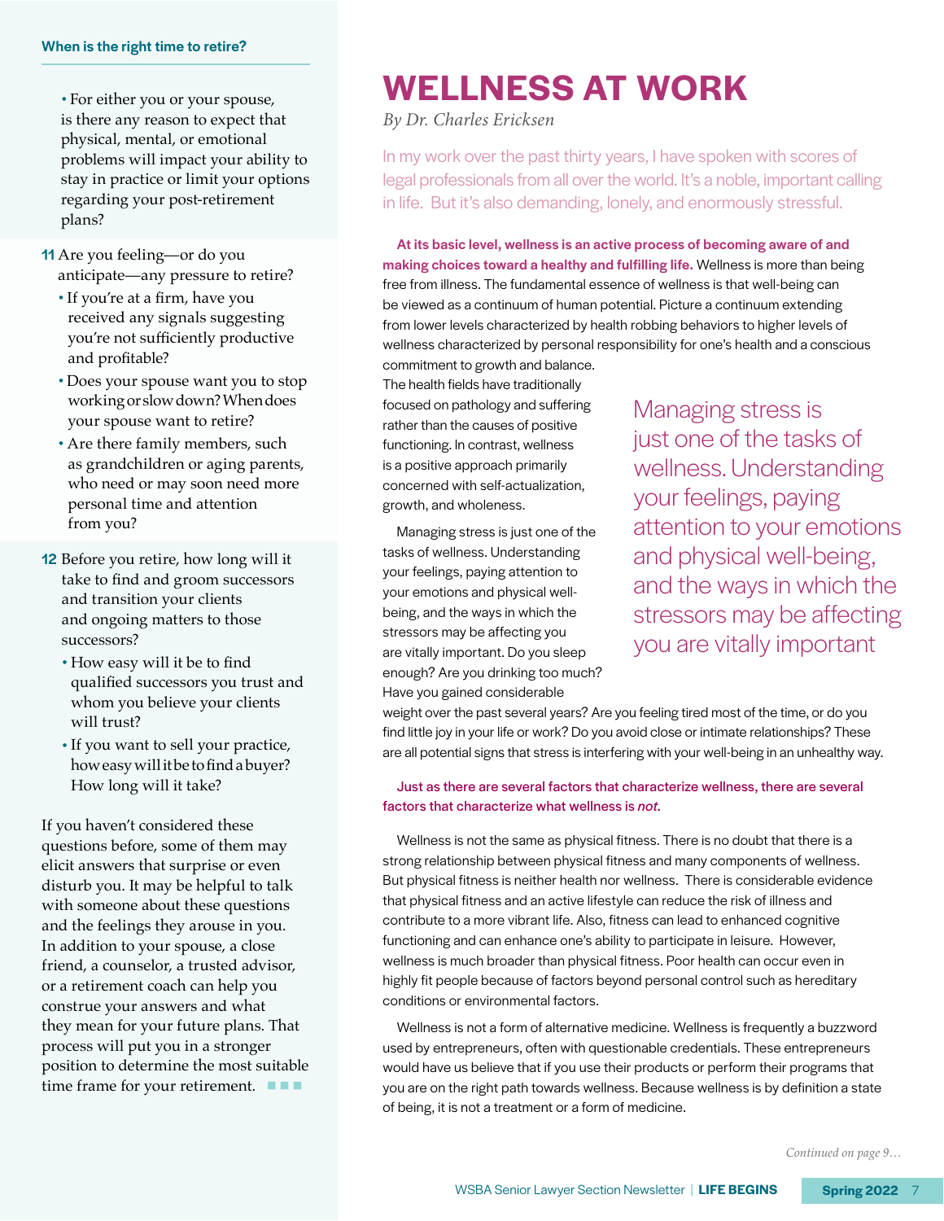### When is the right time to retire?

- For either you or your spouse, is there any reason to expect that physical, mental, or emotional problems will impact your ability to stay in practice or limit your options regarding your post-retirement plans?

**11** Are you feeling—or do you anticipate—any pressure to retire?

- If you're at a firm, have you received any signals suggesting you're not sufficiently productive and profitable?
- Does your spouse want you to stop working or slow down? When does your spouse want to retire?
- Are there family members, such as grandchildren or aging parents, who need or may soon need more personal time and attention from you?

**12** Before you retire, how long will it take to find and groom successors and transition your clients and ongoing matters to those successors?

- How easy will it be to find qualified successors you trust and whom you believe your clients will trust?
- If you want to sell your practice, how easy will it be to find a buyer? How long will it take?

If you haven't considered these questions before, some of them may elicit answers that surprise or even disturb you. It may be helpful to talk with someone about these questions and the feelings they arouse in you. In addition to your spouse, a close friend, a counselor, a trusted advisor, or a retirement coach can help you construe your answers and what they mean for your future plans. That process will put you in a stronger position to determine the most suitable time frame for your retirement.

# WELLNESS AT WORK

*By Dr. Charles Ericksen*

In my work over the past thirty years, I have spoken with scores of legal professionals from all over the world. It's a noble, important calling in life. But it's also demanding, lonely, and enormously stressful.

**At its basic level, wellness is an active process of becoming aware of and making choices toward a healthy and fulfilling life.** Wellness is more than being free from illness. The fundamental essence of wellness is that well-being can be viewed as a continuum of human potential. Picture a continuum extending from lower levels characterized by health robbing behaviors to higher levels of wellness characterized by personal responsibility for one's health and a conscious commitment to growth and balance. The health fields have traditionally focused on pathology and suffering rather than the causes of positive functioning. In contrast, wellness is a positive approach primarily concerned with self-actualization, growth, and wholeness.

Managing stress is just one of the tasks of wellness. Understanding your feelings, paying attention to your emotions and physical well-being, and the ways in which the stressors may be affecting you are vitally important. Do you sleep enough? Are you drinking too much? Have you gained considerable weight over the past several years? Are you feeling tired most of the time, or do you find little joy in your life or work? Do you avoid close or intimate relationships? These are all potential signs that stress is interfering with your well-being in an unhealthy way.

> Managing stress is just one of the tasks of wellness. Understanding your feelings, paying attention to your emotions and physical well-being, and the ways in which the stressors may be affecting you are vitally important

**Just as there are several factors that characterize wellness, there are several factors that characterize what wellness is *not*.**

Wellness is not the same as physical fitness. There is no doubt that there is a strong relationship between physical fitness and many components of wellness. But physical fitness is neither health nor wellness. There is considerable evidence that physical fitness and an active lifestyle can reduce the risk of illness and contribute to a more vibrant life. Also, fitness can lead to enhanced cognitive functioning and can enhance one's ability to participate in leisure. However, wellness is much broader than physical fitness. Poor health can occur even in highly fit people because of factors beyond personal control such as hereditary conditions or environmental factors.

Wellness is not a form of alternative medicine. Wellness is frequently a buzzword used by entrepreneurs, often with questionable credentials. These entrepreneurs would have us believe that if you use their products or perform their programs that you are on the right path towards wellness. Because wellness is by definition a state of being, it is not a treatment or a form of medicine.

*Continued on page 9…*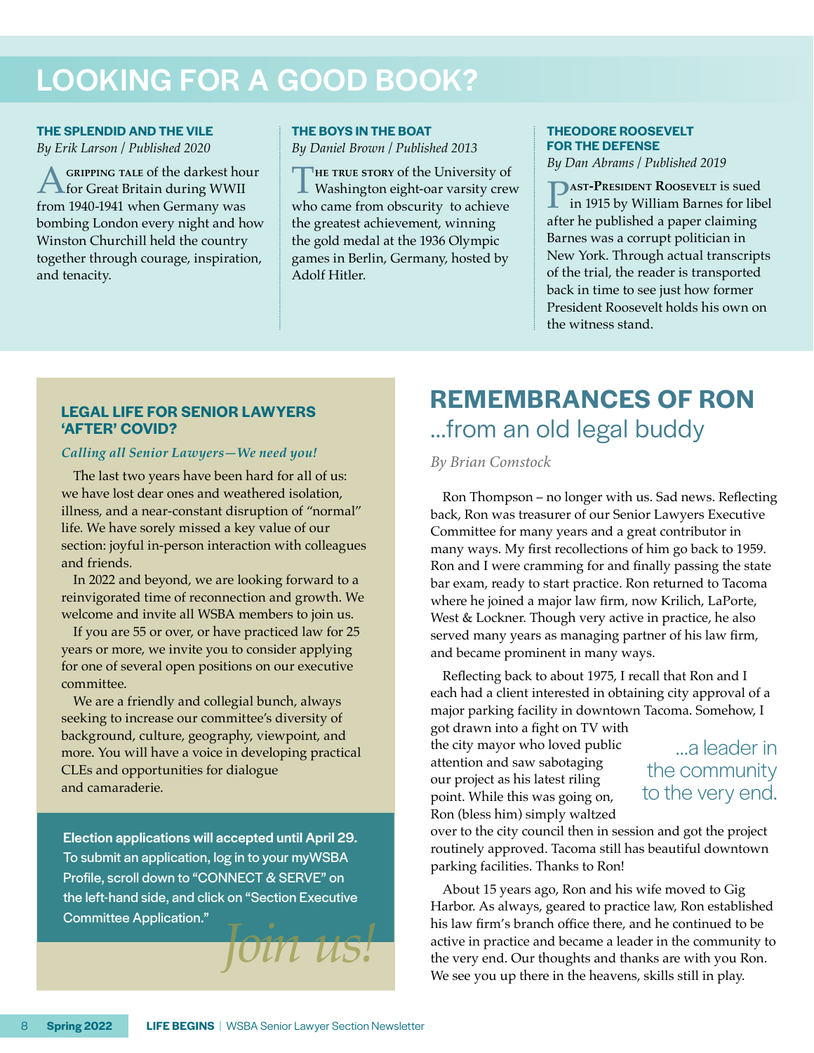# LOOKING FOR A GOOD BOOK?

### THE SPLENDID AND THE VILE

*By Erik Larson | Published 2020*

A gripping tale of the darkest hour for Great Britain during WWII from 1940-1941 when Germany was bombing London every night and how Winston Churchill held the country together through courage, inspiration, and tenacity.

### THE BOYS IN THE BOAT

*By Daniel Brown | Published 2013*

The true story of the University of Washington eight-oar varsity crew who came from obscurity to achieve the greatest achievement, winning the gold medal at the 1936 Olympic games in Berlin, Germany, hosted by Adolf Hitler.

### THEODORE ROOSEVELT FOR THE DEFENSE

*By Dan Abrams | Published 2019*

Past-President Roosevelt is sued in 1915 by William Barnes for libel after he published a paper claiming Barnes was a corrupt politician in New York. Through actual transcripts of the trial, the reader is transported back in time to see just how former President Roosevelt holds his own on the witness stand.

## LEGAL LIFE FOR SENIOR LAWYERS 'AFTER' COVID?

*Calling all Senior Lawyers—We need you!*

The last two years have been hard for all of us: we have lost dear ones and weathered isolation, illness, and a near-constant disruption of "normal" life. We have sorely missed a key value of our section: joyful in-person interaction with colleagues and friends.

In 2022 and beyond, we are looking forward to a reinvigorated time of reconnection and growth. We welcome and invite all WSBA members to join us.

If you are 55 or over, or have practiced law for 25 years or more, we invite you to consider applying for one of several open positions on our executive committee.

We are a friendly and collegial bunch, always seeking to increase our committee's diversity of background, culture, geography, viewpoint, and more. You will have a voice in developing practical CLEs and opportunities for dialogue and camaraderie.

**Election applications will accepted until April 29.** To submit an application, log in to your myWSBA Profile, scroll down to "CONNECT & SERVE" on the left-hand side, and click on "Section Executive Committee Application."

*Join us!*

# REMEMBRANCES OF RON

## ...from an old legal buddy

*By Brian Comstock*

Ron Thompson – no longer with us. Sad news. Reflecting back, Ron was treasurer of our Senior Lawyers Executive Committee for many years and a great contributor in many ways. My first recollections of him go back to 1959. Ron and I were cramming for and finally passing the state bar exam, ready to start practice. Ron returned to Tacoma where he joined a major law firm, now Krilich, LaPorte, West & Lockner. Though very active in practice, he also served many years as managing partner of his law firm, and became prominent in many ways.

Reflecting back to about 1975, I recall that Ron and I each had a client interested in obtaining city approval of a major parking facility in downtown Tacoma. Somehow, I got drawn into a fight on TV with the city mayor who loved public attention and saw sabotaging our project as his latest riling point. While this was going on, Ron (bless him) simply waltzed over to the city council then in session and got the project routinely approved. Tacoma still has beautiful downtown parking facilities. Thanks to Ron!

> ...a leader in the community to the very end.

About 15 years ago, Ron and his wife moved to Gig Harbor. As always, geared to practice law, Ron established his law firm's branch office there, and he continued to be active in practice and became a leader in the community to the very end. Our thoughts and thanks are with you Ron. We see you up there in the heavens, skills still in play.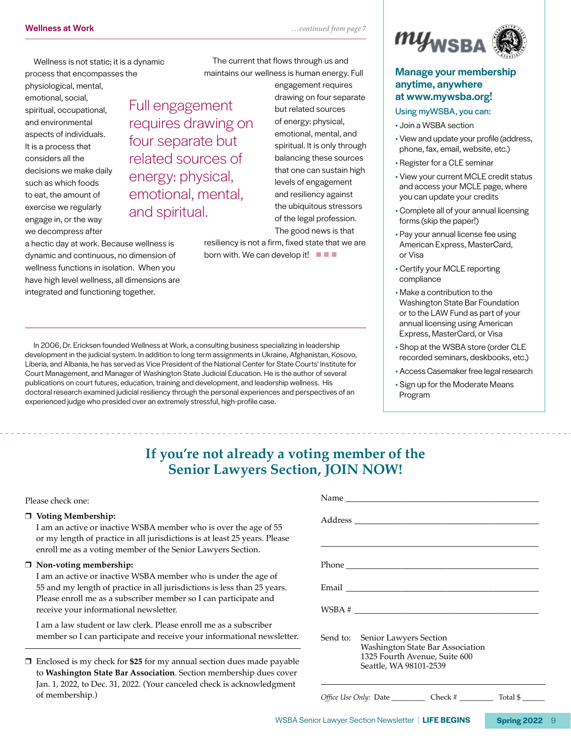## Wellness at Work

*…continued from page 7*

Wellness is not static; it is a dynamic process that encompasses the physiological, mental, emotional, social, spiritual, occupational, and environmental aspects of individuals. It is a process that considers all the decisions we make daily such as which foods to eat, the amount of exercise we regularly engage in, or the way we decompress after a hectic day at work. Because wellness is dynamic and continuous, no dimension of wellness functions in isolation. When you have high level wellness, all dimensions are integrated and functioning together.

> Full engagement requires drawing on four separate but related sources of energy: physical, emotional, mental, and spiritual.

The current that flows through us and maintains our wellness is human energy. Full engagement requires drawing on four separate but related sources of energy: physical, emotional, mental, and spiritual. It is only through balancing these sources that one can sustain high levels of engagement and resiliency against the ubiquitous stressors of the legal profession. The good news is that resiliency is not a firm, fixed state that we are born with. We can develop it! ■ ■ ■

---

In 2006, Dr. Ericksen founded Wellness at Work, a consulting business specializing in leadership development in the judicial system. In addition to long term assignments in Ukraine, Afghanistan, Kosovo, Liberia, and Albania, he has served as Vice President of the National Center for State Courts' Institute for Court Management, and Manager of Washington State Judicial Education. He is the author of several publications on court futures, education, training and development, and leadership wellness. His doctoral research examined judicial resiliency through the personal experiences and perspectives of an experienced judge who presided over an extremely stressful, high-profile case.

---

**myWSBA**

### Manage your membership anytime, anywhere at www.mywsba.org!

**Using myWSBA, you can:**

- Join a WSBA section
- View and update your profile (address, phone, fax, email, website, etc.)
- Register for a CLE seminar
- View your current MCLE credit status and access your MCLE page, where you can update your credits
- Complete all of your annual licensing forms (skip the paper!)
- Pay your annual license fee using American Express, MasterCard, or Visa
- Certify your MCLE reporting compliance
- Make a contribution to the Washington State Bar Foundation or to the LAW Fund as part of your annual licensing using American Express, MasterCard, or Visa
- Shop at the WSBA store (order CLE recorded seminars, deskbooks, etc.)
- Access Casemaker free legal research
- Sign up for the Moderate Means Program

---

## If you're not already a voting member of the Senior Lawyers Section, JOIN NOW!

Please check one:

❒ **Voting Membership:**
I am an active or inactive WSBA member who is over the age of 55 or my length of practice in all jurisdictions is at least 25 years. Please enroll me as a voting member of the Senior Lawyers Section.

❒ **Non-voting membership:**
I am an active or inactive WSBA member who is under the age of 55 and my length of practice in all jurisdictions is less than 25 years. Please enroll me as a subscriber member so I can participate and receive your informational newsletter.

I am a law student or law clerk. Please enroll me as a subscriber member so I can participate and receive your informational newsletter.

---

❒ Enclosed is my check for **$25** for my annual section dues made payable to **Washington State Bar Association**. Section membership dues cover Jan. 1, 2022, to Dec. 31, 2022. (Your canceled check is acknowledgment of membership.)

Name ____________________________________________

Address __________________________________________

_________________________________________________

Phone ___________________________________________

Email ___________________________________________

WSBA # __________________________________________

Send to: Senior Lawyers Section
Washington State Bar Association
1325 Fourth Avenue, Suite 600
Seattle, WA 98101-2539

---

*Office Use Only:* Date ________ Check # ________ Total $ ______